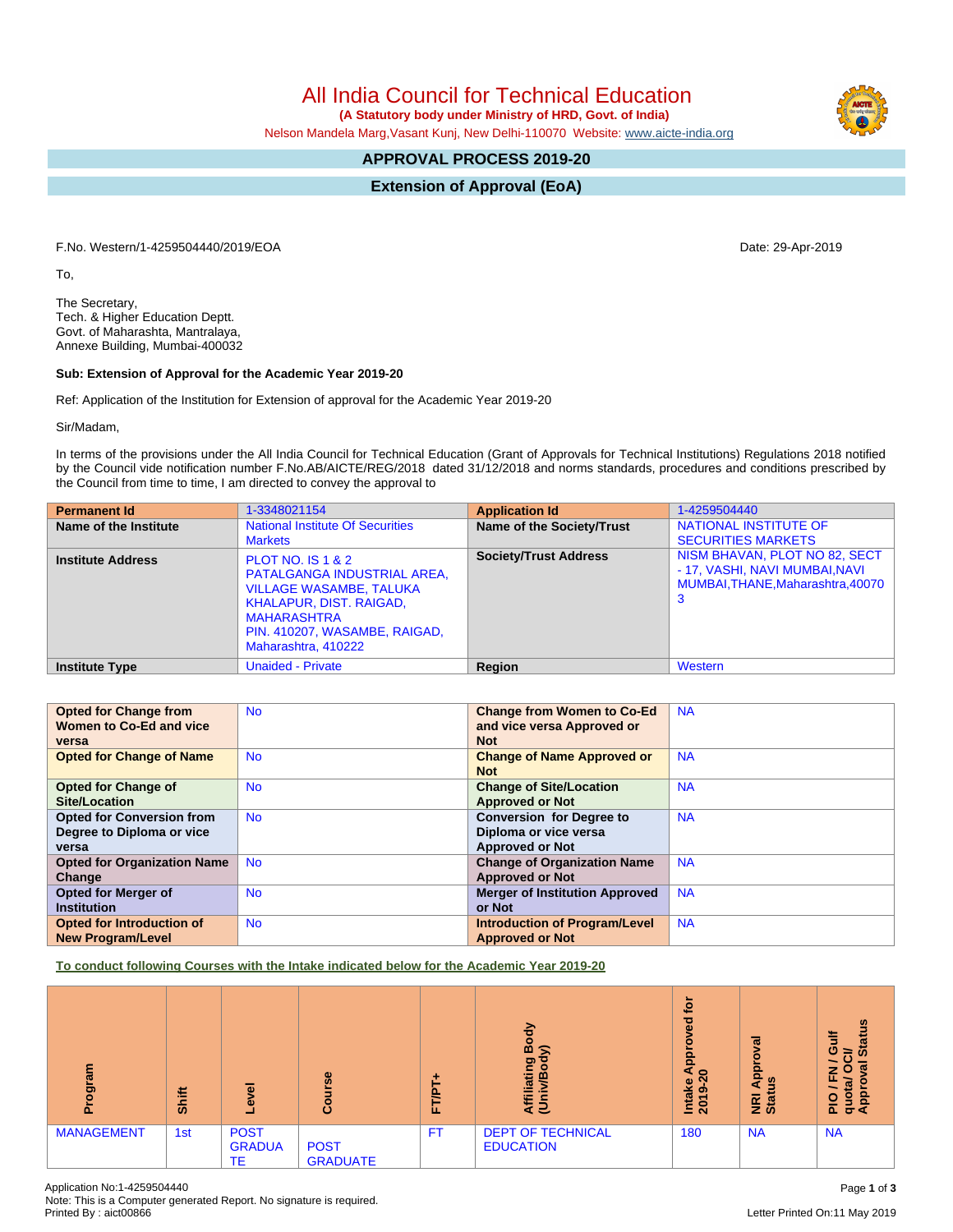# All India Council for Technical Education

**(A Statutory body under Ministry of HRD, Govt. of India)**

Nelson Mandela Marg,Vasant Kunj, New Delhi-110070 Website: www.aicte-india.org

## APPROVAL PROCESS 2019-20

## Extension of Approval (EoA)

F.No. Western/1-4259504440/2019/EOA

Date: 29-Apr-2019

To,

The Secretary,
Tech. & Higher Education Deptt.
Govt. of Maharashta, Mantralaya,
Annexe Building, Mumbai-400032

**Sub: Extension of Approval for the Academic Year 2019-20**

Ref: Application of the Institution for Extension of approval for the Academic Year 2019-20

Sir/Madam,

In terms of the provisions under the All India Council for Technical Education (Grant of Approvals for Technical Institutions) Regulations 2018 notified by the Council vide notification number F.No.AB/AICTE/REG/2018 dated 31/12/2018 and norms standards, procedures and conditions prescribed by the Council from time to time, I am directed to convey the approval to

| **Permanent Id** | 1-3348021154 | **Application Id** | 1-4259504440 |
|---|---|---|---|
| **Name of the Institute** | National Institute Of Securities Markets | **Name of the Society/Trust** | NATIONAL INSTITUTE OF SECURITIES MARKETS |
| **Institute Address** | PLOT NO. IS 1 & 2 PATALGANGA INDUSTRIAL AREA, VILLAGE WASAMBE, TALUKA KHALAPUR, DIST. RAIGAD, MAHARASHTRA PIN. 410207, WASAMBE, RAIGAD, Maharashtra, 410222 | **Society/Trust Address** | NISM BHAVAN, PLOT NO 82, SECT - 17, VASHI, NAVI MUMBAI,NAVI MUMBAI,THANE,Maharashtra,400703 |
| **Institute Type** | Unaided - Private | **Region** | Western |

| **Opted for Change from Women to Co-Ed and vice versa** | No | **Change from Women to Co-Ed and vice versa Approved or Not** | NA |
|---|---|---|---|
| **Opted for Change of Name** | No | **Change of Name Approved or Not** | NA |
| **Opted for Change of Site/Location** | No | **Change of Site/Location Approved or Not** | NA |
| **Opted for Conversion from Degree to Diploma or vice versa** | No | **Conversion for Degree to Diploma or vice versa Approved or Not** | NA |
| **Opted for Organization Name Change** | No | **Change of Organization Name Approved or Not** | NA |
| **Opted for Merger of Institution** | No | **Merger of Institution Approved or Not** | NA |
| **Opted for Introduction of New Program/Level** | No | **Introduction of Program/Level Approved or Not** | NA |

**To conduct following Courses with the Intake indicated below for the Academic Year 2019-20**

| Program | Shift | Level | Course | FT/PT+ | Affiliating Body (Univ/Body) | Intake Approved for 2019-20 | NRI Approval Status | PIO / FN / Gulf quota/ OCI/ Approval Status |
|---|---|---|---|---|---|---|---|---|
| MANAGEMENT | 1st | POST GRADUATE | POST GRADUATE | FT | DEPT OF TECHNICAL EDUCATION | 180 | NA | NA |

Application No:1-4259504440
Note: This is a Computer generated Report. No signature is required.
Printed By : aict00866

Letter Printed On:11 May 2019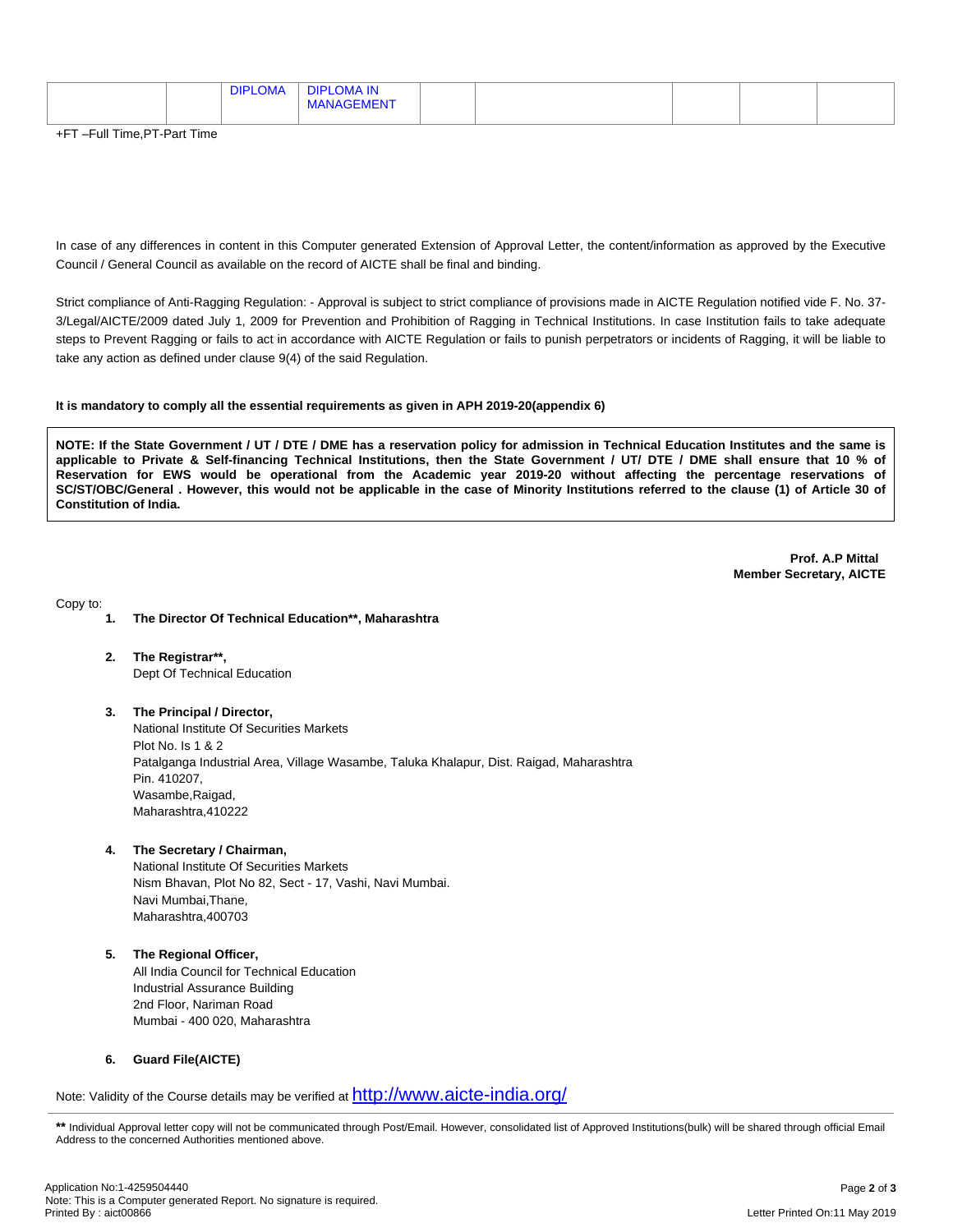| | | | | | | | | |
|---|---|---|---|---|---|---|---|---|
| | | DIPLOMA | DIPLOMA IN MANAGEMENT | | | | | |

+FT –Full Time,PT-Part Time

In case of any differences in content in this Computer generated Extension of Approval Letter, the content/information as approved by the Executive Council / General Council as available on the record of AICTE shall be final and binding.

Strict compliance of Anti-Ragging Regulation: - Approval is subject to strict compliance of provisions made in AICTE Regulation notified vide F. No. 37-3/Legal/AICTE/2009 dated July 1, 2009 for Prevention and Prohibition of Ragging in Technical Institutions. In case Institution fails to take adequate steps to Prevent Ragging or fails to act in accordance with AICTE Regulation or fails to punish perpetrators or incidents of Ragging, it will be liable to take any action as defined under clause 9(4) of the said Regulation.

**It is mandatory to comply all the essential requirements as given in APH 2019-20(appendix 6)**

**NOTE: If the State Government / UT / DTE / DME has a reservation policy for admission in Technical Education Institutes and the same is applicable to Private & Self-financing Technical Institutions, then the State Government / UT/ DTE / DME shall ensure that 10 % of Reservation for EWS would be operational from the Academic year 2019-20 without affecting the percentage reservations of SC/ST/OBC/General . However, this would not be applicable in the case of Minority Institutions referred to the clause (1) of Article 30 of Constitution of India.**

**Prof. A.P Mittal**
**Member Secretary, AICTE**

Copy to:

1. **The Director Of Technical Education\*\*, Maharashtra**

2. **The Registrar\*\*,**
   Dept Of Technical Education

3. **The Principal / Director,**
   National Institute Of Securities Markets
   Plot No. Is 1 & 2
   Patalganga Industrial Area, Village Wasambe, Taluka Khalapur, Dist. Raigad, Maharashtra
   Pin. 410207,
   Wasambe,Raigad,
   Maharashtra,410222

4. **The Secretary / Chairman,**
   National Institute Of Securities Markets
   Nism Bhavan, Plot No 82, Sect - 17, Vashi, Navi Mumbai.
   Navi Mumbai,Thane,
   Maharashtra,400703

5. **The Regional Officer,**
   All India Council for Technical Education
   Industrial Assurance Building
   2nd Floor, Nariman Road
   Mumbai - 400 020, Maharashtra

6. **Guard File(AICTE)**

Note: Validity of the Course details may be verified at http://www.aicte-india.org/

**\*\*** Individual Approval letter copy will not be communicated through Post/Email. However, consolidated list of Approved Institutions(bulk) will be shared through official Email Address to the concerned Authorities mentioned above.

Application No:1-4259504440
Note: This is a Computer generated Report. No signature is required.
Printed By : aict00866

Letter Printed On:11 May 2019